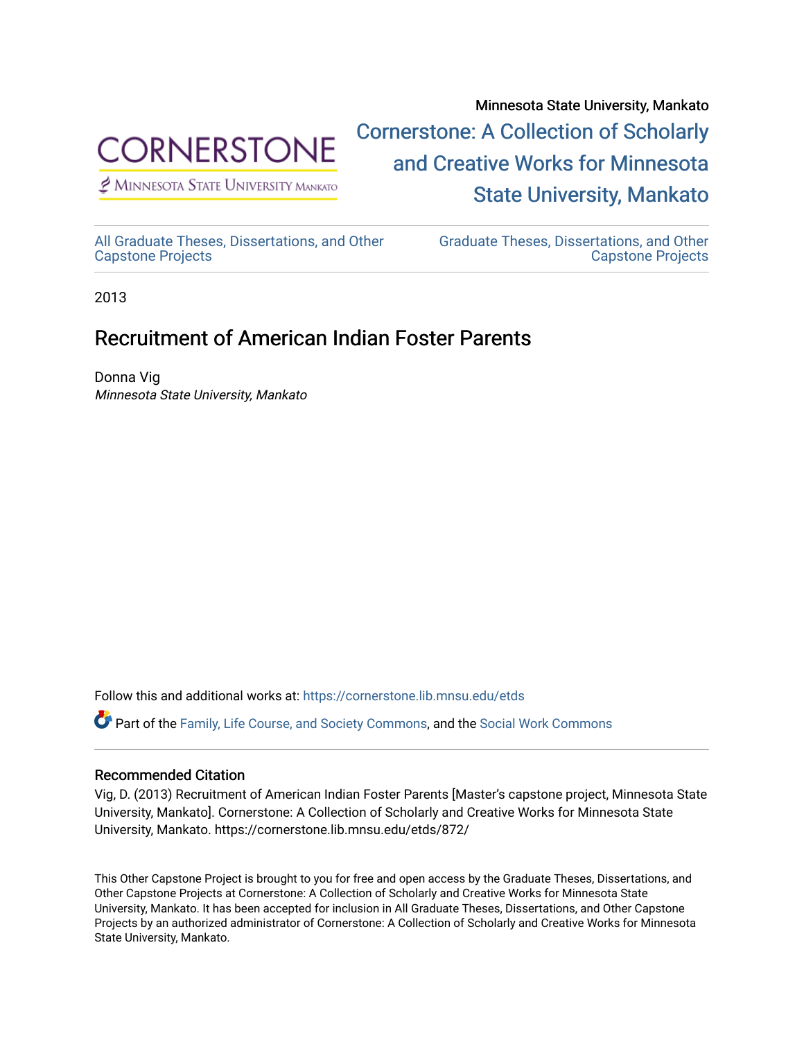Minnesota State University, Mankato

Cornerstone: A Collection of Scholarly and Creative Works for Minnesota State University, Mankato

All Graduate Theses, Dissertations, and Other Capstone Projects

Graduate Theses, Dissertations, and Other Capstone Projects

2013

# Recruitment of American Indian Foster Parents

Donna Vig
*Minnesota State University, Mankato*

Follow this and additional works at: https://cornerstone.lib.mnsu.edu/etds

Part of the Family, Life Course, and Society Commons, and the Social Work Commons

### Recommended Citation

Vig, D. (2013) Recruitment of American Indian Foster Parents [Master's capstone project, Minnesota State University, Mankato]. Cornerstone: A Collection of Scholarly and Creative Works for Minnesota State University, Mankato. https://cornerstone.lib.mnsu.edu/etds/872/

This Other Capstone Project is brought to you for free and open access by the Graduate Theses, Dissertations, and Other Capstone Projects at Cornerstone: A Collection of Scholarly and Creative Works for Minnesota State University, Mankato. It has been accepted for inclusion in All Graduate Theses, Dissertations, and Other Capstone Projects by an authorized administrator of Cornerstone: A Collection of Scholarly and Creative Works for Minnesota State University, Mankato.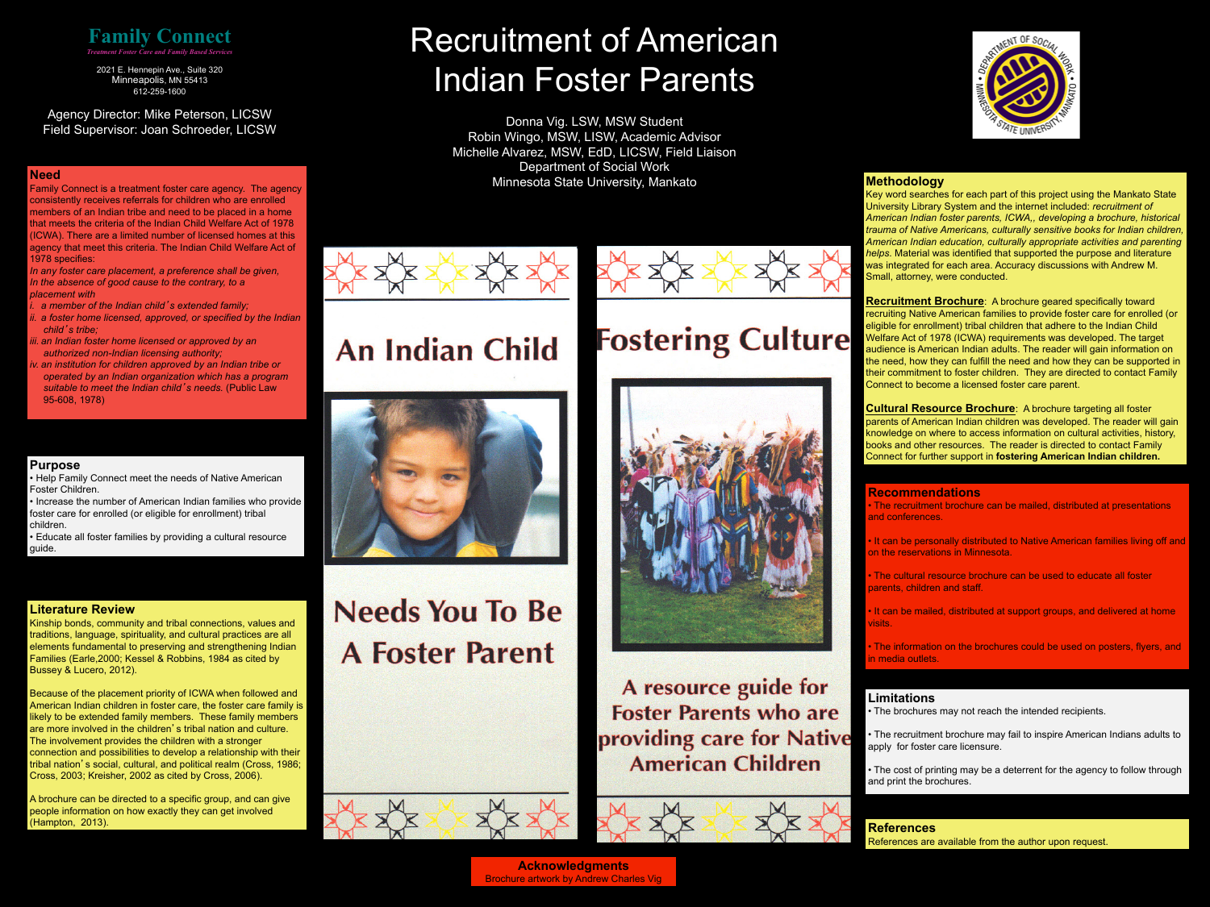# Recruitment of American Indian Foster Parents

Donna Vig. LSW, MSW Student
Robin Wingo, MSW, LISW, Academic Advisor
Michelle Alvarez, MSW, EdD, LICSW, Field Liaison
Department of Social Work
Minnesota State University, Mankato

**Family Connect**
*Treatment Foster Care and Family Based Services*
2021 E. Hennepin Ave., Suite 320
Minneapolis, MN 55413
612-259-1600

Agency Director: Mike Peterson, LICSW
Field Supervisor: Joan Schroeder, LICSW

## Need

Family Connect is a treatment foster care agency. The agency consistently receives referrals for children who are enrolled members of an Indian tribe and need to be placed in a home that meets the criteria of the Indian Child Welfare Act of 1978 (ICWA). There are a limited number of licensed homes at this agency that meet this criteria. The Indian Child Welfare Act of 1978 specifies:

*In any foster care placement, a preference shall be given, In the absence of good cause to the contrary, to a placement with*

*i. a member of the Indian child's extended family;*
*ii. a foster home licensed, approved, or specified by the Indian child's tribe;*
*iii. an Indian foster home licensed or approved by an authorized non-Indian licensing authority;*
*iv. an institution for children approved by an Indian tribe or operated by an Indian organization which has a program suitable to meet the Indian child's needs.* (Public Law 95-608, 1978)

## Purpose

- Help Family Connect meet the needs of Native American Foster Children.
- Increase the number of American Indian families who provide foster care for enrolled (or eligible for enrollment) tribal children.
- Educate all foster families by providing a cultural resource guide.

## Literature Review

Kinship bonds, community and tribal connections, values and traditions, language, spirituality, and cultural practices are all elements fundamental to preserving and strengthening Indian Families (Earle,2000; Kessel & Robbins, 1984 as cited by Bussey & Lucero, 2012).

Because of the placement priority of ICWA when followed and American Indian children in foster care, the foster care family is likely to be extended family members. These family members are more involved in the children's tribal nation and culture. The involvement provides the children with a stronger connection and possibilities to develop a relationship with their tribal nation's social, cultural, and political realm (Cross, 1986; Cross, 2003; Kreisher, 2002 as cited by Cross, 2006).

A brochure can be directed to a specific group, and can give people information on how exactly they can get involved (Hampton, 2013).

An Indian Child

Needs You To Be A Foster Parent

Fostering Culture

A resource guide for Foster Parents who are providing care for Native American Children

## Methodology

Key word searches for each part of this project using the Mankato State University Library System and the internet included: *recruitment of American Indian foster parents, ICWA,, developing a brochure, historical trauma of Native Americans, culturally sensitive books for Indian children, American Indian education, culturally appropriate activities and parenting helps.* Material was identified that supported the purpose and literature was integrated for each area. Accuracy discussions with Andrew M. Small, attorney, were conducted.

**Recruitment Brochure**: A brochure geared specifically toward recruiting Native American families to provide foster care for enrolled (or eligible for enrollment) tribal children that adhere to the Indian Child Welfare Act of 1978 (ICWA) requirements was developed. The target audience is American Indian adults. The reader will gain information on the need, how they can fulfill the need and how they can be supported in their commitment to foster children. They are directed to contact Family Connect to become a licensed foster care parent.

**Cultural Resource Brochure**: A brochure targeting all foster parents of American Indian children was developed. The reader will gain knowledge on where to access information on cultural activities, history, books and other resources. The reader is directed to contact Family Connect for further support in **fostering American Indian children.**

## Recommendations

- The recruitment brochure can be mailed, distributed at presentations and conferences.
- It can be personally distributed to Native American families living off and on the reservations in Minnesota.
- The cultural resource brochure can be used to educate all foster parents, children and staff.
- It can be mailed, distributed at support groups, and delivered at home visits.
- The information on the brochures could be used on posters, flyers, and in media outlets.

## Limitations

- The brochures may not reach the intended recipients.
- The recruitment brochure may fail to inspire American Indians adults to apply for foster care licensure.
- The cost of printing may be a deterrent for the agency to follow through and print the brochures.

## References

References are available from the author upon request.

## Acknowledgments

Brochure artwork by Andrew Charles Vig